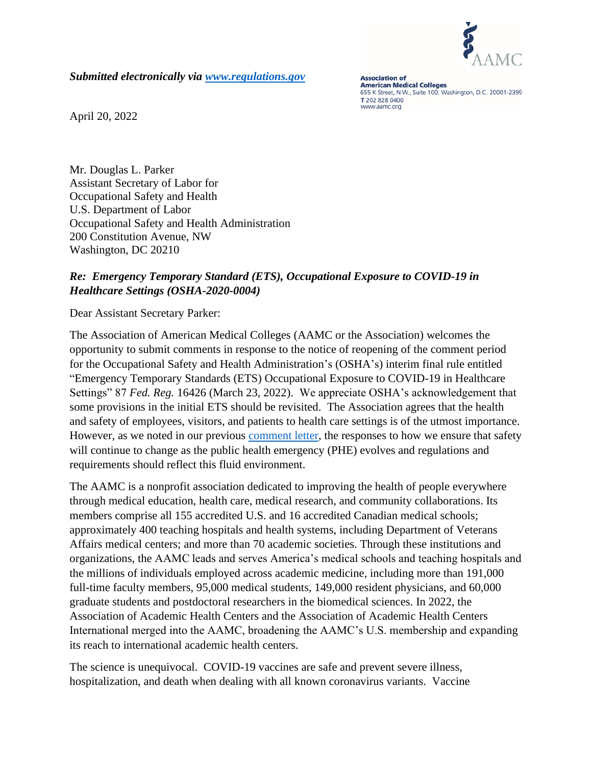*Submitted electronically via [www.regulations.gov](http://www.regulations.gov)*

**Association of American Medical Colleges**
655 K Street, N.W., Suite 100, Washington, D.C. 20001-2399
T 202 828 0400
www.aamc.org

April 20, 2022

Mr. Douglas L. Parker
Assistant Secretary of Labor for
Occupational Safety and Health
U.S. Department of Labor
Occupational Safety and Health Administration
200 Constitution Avenue, NW
Washington, DC 20210

***Re: Emergency Temporary Standard (ETS), Occupational Exposure to COVID-19 in Healthcare Settings (OSHA-2020-0004)***

Dear Assistant Secretary Parker:

The Association of American Medical Colleges (AAMC or the Association) welcomes the opportunity to submit comments in response to the notice of reopening of the comment period for the Occupational Safety and Health Administration's (OSHA's) interim final rule entitled "Emergency Temporary Standards (ETS) Occupational Exposure to COVID-19 in Healthcare Settings" 87 *Fed. Reg.* 16426 (March 23, 2022). We appreciate OSHA's acknowledgement that some provisions in the initial ETS should be revisited. The Association agrees that the health and safety of employees, visitors, and patients to health care settings is of the utmost importance. However, as we noted in our previous comment letter, the responses to how we ensure that safety will continue to change as the public health emergency (PHE) evolves and regulations and requirements should reflect this fluid environment.

The AAMC is a nonprofit association dedicated to improving the health of people everywhere through medical education, health care, medical research, and community collaborations. Its members comprise all 155 accredited U.S. and 16 accredited Canadian medical schools; approximately 400 teaching hospitals and health systems, including Department of Veterans Affairs medical centers; and more than 70 academic societies. Through these institutions and organizations, the AAMC leads and serves America's medical schools and teaching hospitals and the millions of individuals employed across academic medicine, including more than 191,000 full-time faculty members, 95,000 medical students, 149,000 resident physicians, and 60,000 graduate students and postdoctoral researchers in the biomedical sciences. In 2022, the Association of Academic Health Centers and the Association of Academic Health Centers International merged into the AAMC, broadening the AAMC's U.S. membership and expanding its reach to international academic health centers.

The science is unequivocal. COVID-19 vaccines are safe and prevent severe illness, hospitalization, and death when dealing with all known coronavirus variants. Vaccine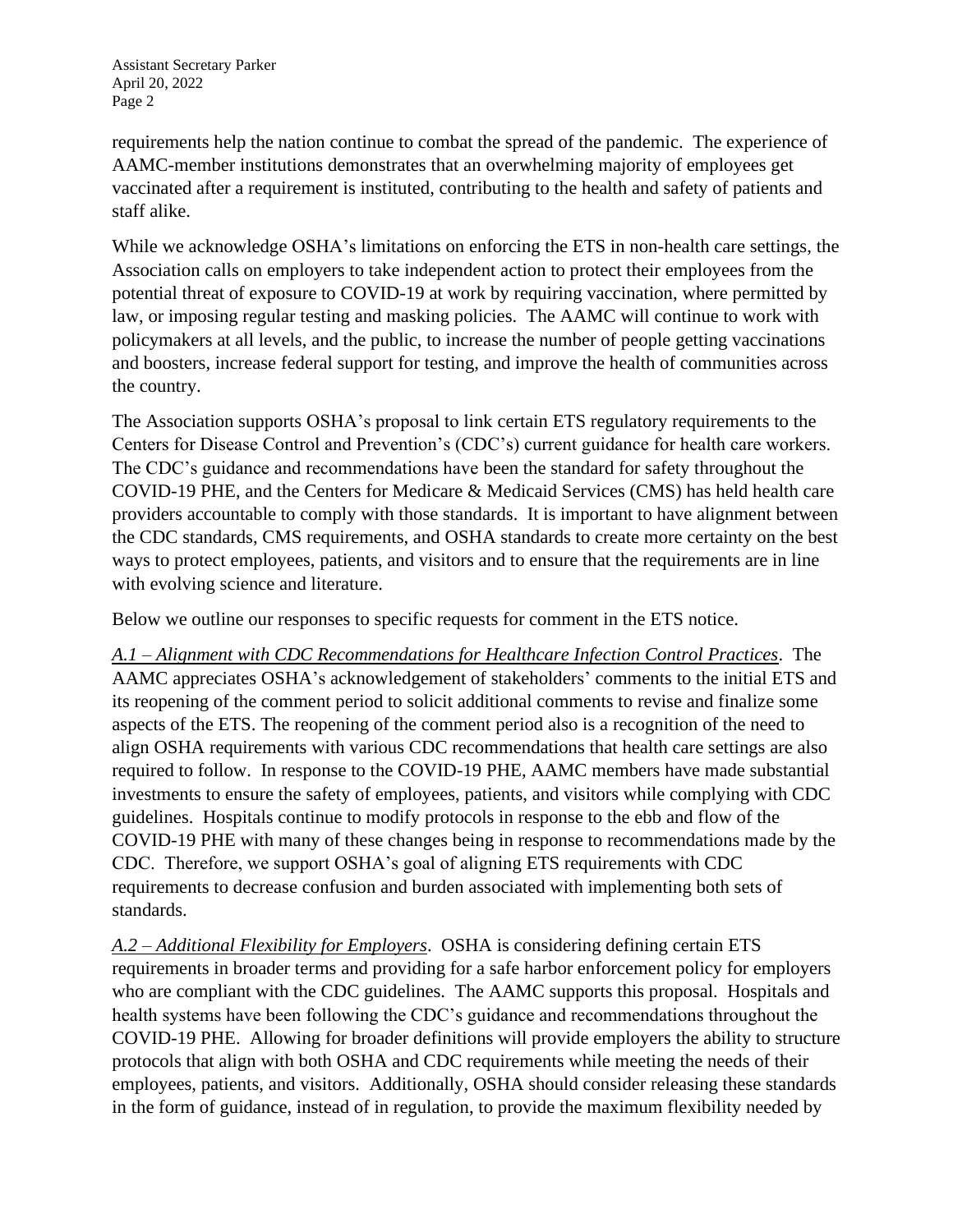requirements help the nation continue to combat the spread of the pandemic. The experience of AAMC-member institutions demonstrates that an overwhelming majority of employees get vaccinated after a requirement is instituted, contributing to the health and safety of patients and staff alike.

While we acknowledge OSHA's limitations on enforcing the ETS in non-health care settings, the Association calls on employers to take independent action to protect their employees from the potential threat of exposure to COVID-19 at work by requiring vaccination, where permitted by law, or imposing regular testing and masking policies. The AAMC will continue to work with policymakers at all levels, and the public, to increase the number of people getting vaccinations and boosters, increase federal support for testing, and improve the health of communities across the country.

The Association supports OSHA's proposal to link certain ETS regulatory requirements to the Centers for Disease Control and Prevention's (CDC's) current guidance for health care workers. The CDC's guidance and recommendations have been the standard for safety throughout the COVID-19 PHE, and the Centers for Medicare & Medicaid Services (CMS) has held health care providers accountable to comply with those standards. It is important to have alignment between the CDC standards, CMS requirements, and OSHA standards to create more certainty on the best ways to protect employees, patients, and visitors and to ensure that the requirements are in line with evolving science and literature.

Below we outline our responses to specific requests for comment in the ETS notice.

*A.1 – Alignment with CDC Recommendations for Healthcare Infection Control Practices*. The AAMC appreciates OSHA's acknowledgement of stakeholders' comments to the initial ETS and its reopening of the comment period to solicit additional comments to revise and finalize some aspects of the ETS. The reopening of the comment period also is a recognition of the need to align OSHA requirements with various CDC recommendations that health care settings are also required to follow. In response to the COVID-19 PHE, AAMC members have made substantial investments to ensure the safety of employees, patients, and visitors while complying with CDC guidelines. Hospitals continue to modify protocols in response to the ebb and flow of the COVID-19 PHE with many of these changes being in response to recommendations made by the CDC. Therefore, we support OSHA's goal of aligning ETS requirements with CDC requirements to decrease confusion and burden associated with implementing both sets of standards.

*A.2 – Additional Flexibility for Employers*. OSHA is considering defining certain ETS requirements in broader terms and providing for a safe harbor enforcement policy for employers who are compliant with the CDC guidelines. The AAMC supports this proposal. Hospitals and health systems have been following the CDC's guidance and recommendations throughout the COVID-19 PHE. Allowing for broader definitions will provide employers the ability to structure protocols that align with both OSHA and CDC requirements while meeting the needs of their employees, patients, and visitors. Additionally, OSHA should consider releasing these standards in the form of guidance, instead of in regulation, to provide the maximum flexibility needed by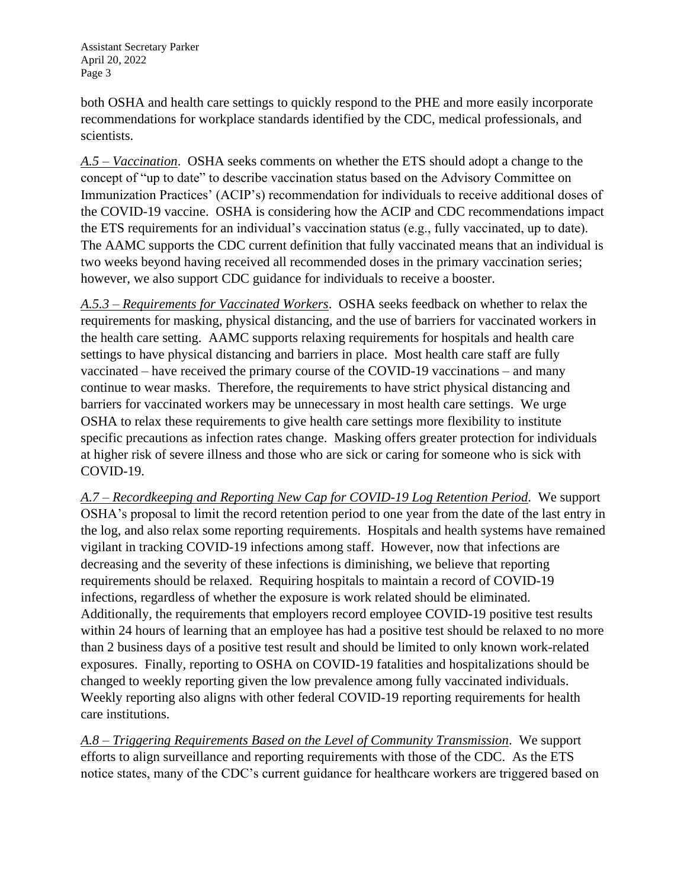both OSHA and health care settings to quickly respond to the PHE and more easily incorporate recommendations for workplace standards identified by the CDC, medical professionals, and scientists.

*<u>A.5 – Vaccination</u>*. OSHA seeks comments on whether the ETS should adopt a change to the concept of "up to date" to describe vaccination status based on the Advisory Committee on Immunization Practices' (ACIP's) recommendation for individuals to receive additional doses of the COVID-19 vaccine. OSHA is considering how the ACIP and CDC recommendations impact the ETS requirements for an individual's vaccination status (e.g., fully vaccinated, up to date). The AAMC supports the CDC current definition that fully vaccinated means that an individual is two weeks beyond having received all recommended doses in the primary vaccination series; however, we also support CDC guidance for individuals to receive a booster.

*<u>A.5.3 – Requirements for Vaccinated Workers</u>*. OSHA seeks feedback on whether to relax the requirements for masking, physical distancing, and the use of barriers for vaccinated workers in the health care setting. AAMC supports relaxing requirements for hospitals and health care settings to have physical distancing and barriers in place. Most health care staff are fully vaccinated – have received the primary course of the COVID-19 vaccinations – and many continue to wear masks. Therefore, the requirements to have strict physical distancing and barriers for vaccinated workers may be unnecessary in most health care settings. We urge OSHA to relax these requirements to give health care settings more flexibility to institute specific precautions as infection rates change. Masking offers greater protection for individuals at higher risk of severe illness and those who are sick or caring for someone who is sick with COVID-19.

*<u>A.7 – Recordkeeping and Reporting New Cap for COVID-19 Log Retention Period</u>*. We support OSHA's proposal to limit the record retention period to one year from the date of the last entry in the log, and also relax some reporting requirements. Hospitals and health systems have remained vigilant in tracking COVID-19 infections among staff. However, now that infections are decreasing and the severity of these infections is diminishing, we believe that reporting requirements should be relaxed. Requiring hospitals to maintain a record of COVID-19 infections, regardless of whether the exposure is work related should be eliminated. Additionally, the requirements that employers record employee COVID-19 positive test results within 24 hours of learning that an employee has had a positive test should be relaxed to no more than 2 business days of a positive test result and should be limited to only known work-related exposures. Finally, reporting to OSHA on COVID-19 fatalities and hospitalizations should be changed to weekly reporting given the low prevalence among fully vaccinated individuals. Weekly reporting also aligns with other federal COVID-19 reporting requirements for health care institutions.

*<u>A.8 – Triggering Requirements Based on the Level of Community Transmission</u>*. We support efforts to align surveillance and reporting requirements with those of the CDC. As the ETS notice states, many of the CDC's current guidance for healthcare workers are triggered based on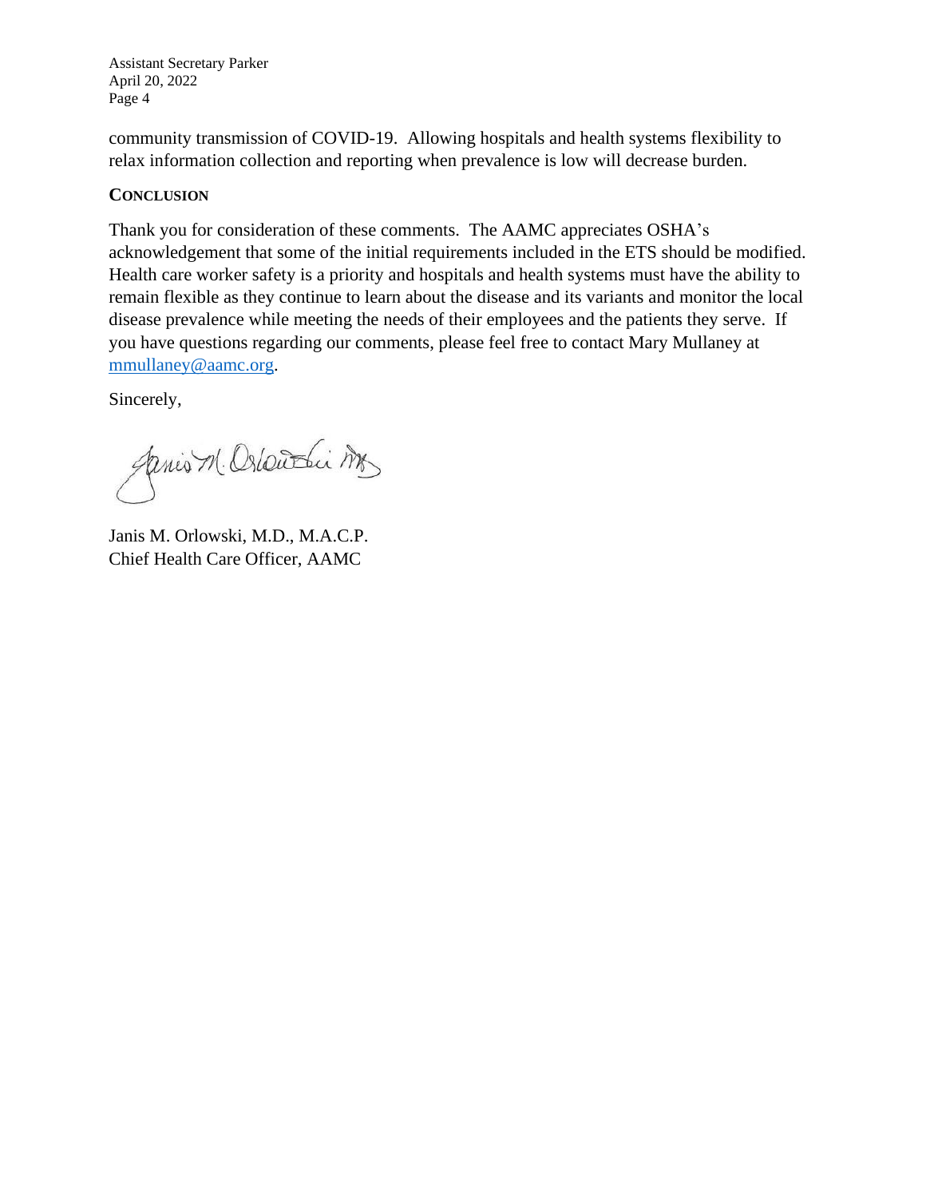community transmission of COVID-19. Allowing hospitals and health systems flexibility to relax information collection and reporting when prevalence is low will decrease burden.

**CONCLUSION**

Thank you for consideration of these comments. The AAMC appreciates OSHA's acknowledgement that some of the initial requirements included in the ETS should be modified. Health care worker safety is a priority and hospitals and health systems must have the ability to remain flexible as they continue to learn about the disease and its variants and monitor the local disease prevalence while meeting the needs of their employees and the patients they serve. If you have questions regarding our comments, please feel free to contact Mary Mullaney at mmullaney@aamc.org.

Sincerely,

Janis M. Orlowski, M.D., M.A.C.P.
Chief Health Care Officer, AAMC